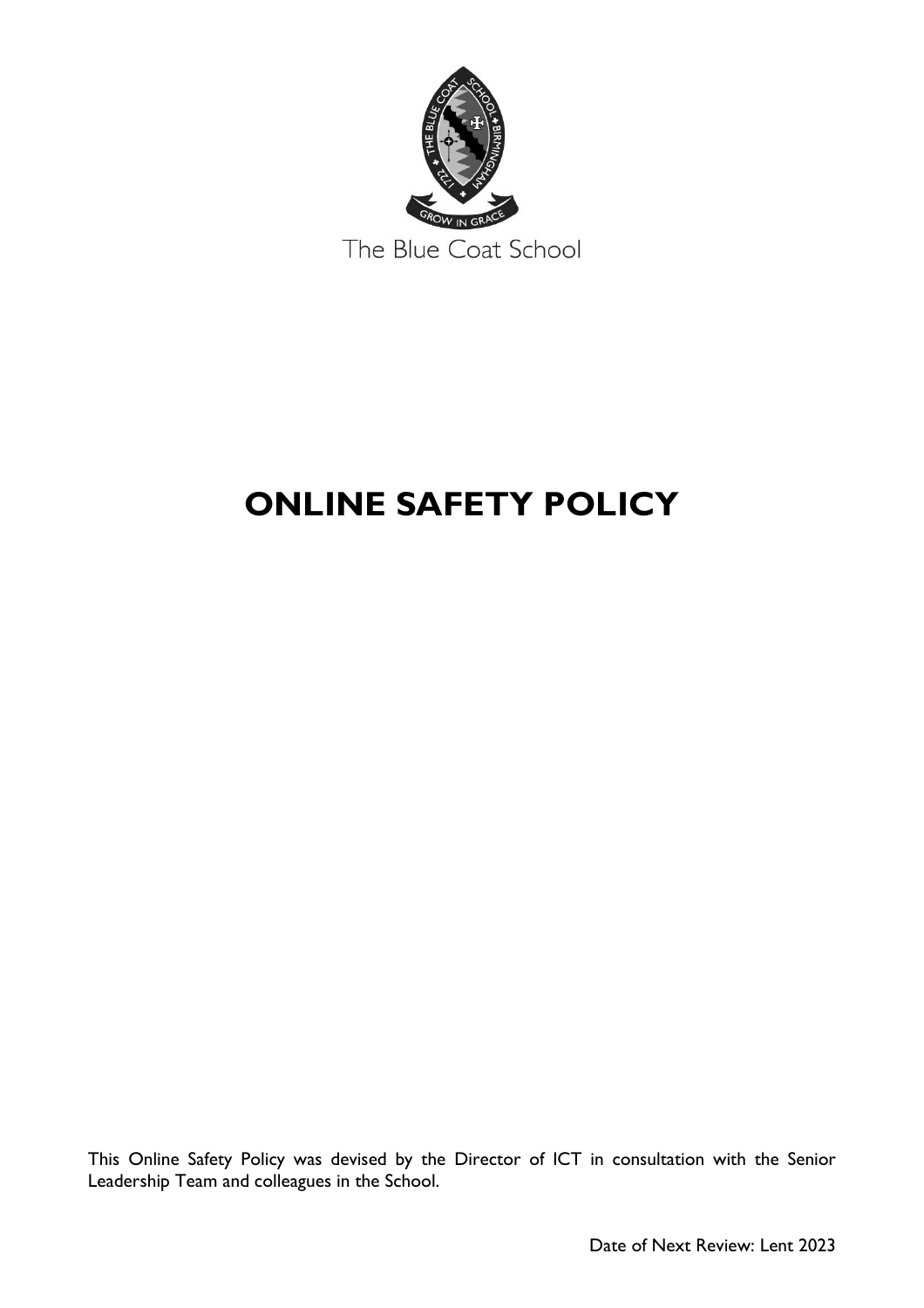The Blue Coat School

# ONLINE SAFETY POLICY

This Online Safety Policy was devised by the Director of ICT in consultation with the Senior Leadership Team and colleagues in the School.

Date of Next Review: Lent 2023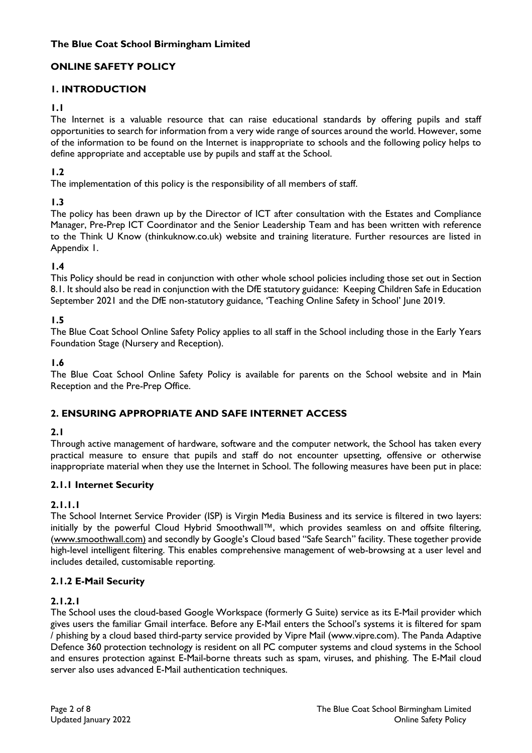**The Blue Coat School Birmingham Limited**

## ONLINE SAFETY POLICY

## 1. INTRODUCTION

**1.1**

The Internet is a valuable resource that can raise educational standards by offering pupils and staff opportunities to search for information from a very wide range of sources around the world. However, some of the information to be found on the Internet is inappropriate to schools and the following policy helps to define appropriate and acceptable use by pupils and staff at the School.

**1.2**

The implementation of this policy is the responsibility of all members of staff.

**1.3**

The policy has been drawn up by the Director of ICT after consultation with the Estates and Compliance Manager, Pre-Prep ICT Coordinator and the Senior Leadership Team and has been written with reference to the Think U Know (thinkuknow.co.uk) website and training literature. Further resources are listed in Appendix 1.

**1.4**

This Policy should be read in conjunction with other whole school policies including those set out in Section 8.1. It should also be read in conjunction with the DfE statutory guidance: Keeping Children Safe in Education September 2021 and the DfE non-statutory guidance, 'Teaching Online Safety in School' June 2019.

**1.5**

The Blue Coat School Online Safety Policy applies to all staff in the School including those in the Early Years Foundation Stage (Nursery and Reception).

**1.6**

The Blue Coat School Online Safety Policy is available for parents on the School website and in Main Reception and the Pre-Prep Office.

## 2. ENSURING APPROPRIATE AND SAFE INTERNET ACCESS

**2.1**

Through active management of hardware, software and the computer network, the School has taken every practical measure to ensure that pupils and staff do not encounter upsetting, offensive or otherwise inappropriate material when they use the Internet in School. The following measures have been put in place:

### 2.1.1 Internet Security

**2.1.1.1**

The School Internet Service Provider (ISP) is Virgin Media Business and its service is filtered in two layers: initially by the powerful Cloud Hybrid Smoothwall™, which provides seamless on and offsite filtering, (www.smoothwall.com) and secondly by Google's Cloud based "Safe Search" facility. These together provide high-level intelligent filtering. This enables comprehensive management of web-browsing at a user level and includes detailed, customisable reporting.

### 2.1.2 E-Mail Security

**2.1.2.1**

The School uses the cloud-based Google Workspace (formerly G Suite) service as its E-Mail provider which gives users the familiar Gmail interface. Before any E-Mail enters the School's systems it is filtered for spam / phishing by a cloud based third-party service provided by Vipre Mail (www.vipre.com). The Panda Adaptive Defence 360 protection technology is resident on all PC computer systems and cloud systems in the School and ensures protection against E-Mail-borne threats such as spam, viruses, and phishing. The E-Mail cloud server also uses advanced E-Mail authentication techniques.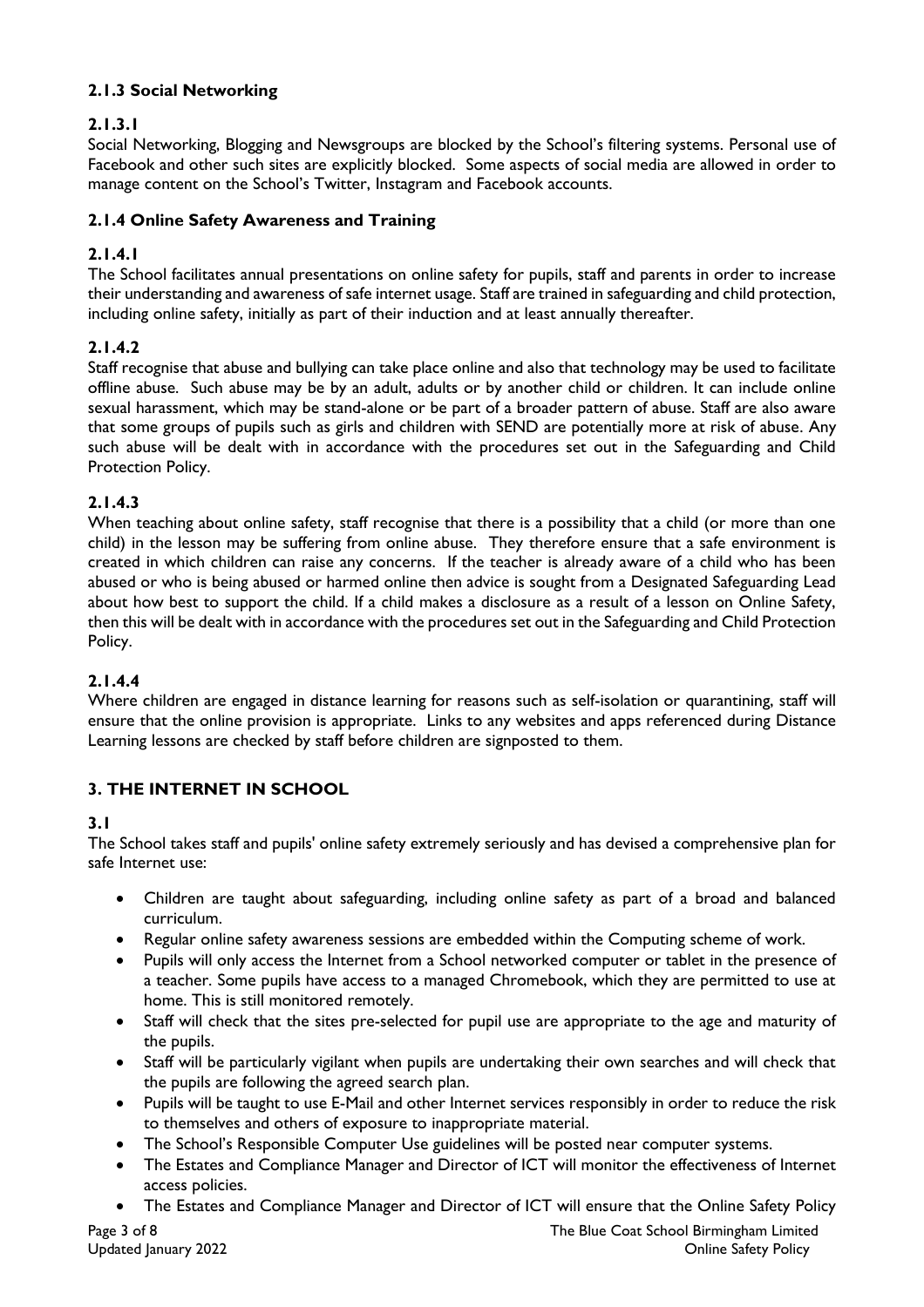### 2.1.3 Social Networking

#### 2.1.3.1

Social Networking, Blogging and Newsgroups are blocked by the School's filtering systems. Personal use of Facebook and other such sites are explicitly blocked. Some aspects of social media are allowed in order to manage content on the School's Twitter, Instagram and Facebook accounts.

### 2.1.4 Online Safety Awareness and Training

#### 2.1.4.1

The School facilitates annual presentations on online safety for pupils, staff and parents in order to increase their understanding and awareness of safe internet usage. Staff are trained in safeguarding and child protection, including online safety, initially as part of their induction and at least annually thereafter.

#### 2.1.4.2

Staff recognise that abuse and bullying can take place online and also that technology may be used to facilitate offline abuse. Such abuse may be by an adult, adults or by another child or children. It can include online sexual harassment, which may be stand-alone or be part of a broader pattern of abuse. Staff are also aware that some groups of pupils such as girls and children with SEND are potentially more at risk of abuse. Any such abuse will be dealt with in accordance with the procedures set out in the Safeguarding and Child Protection Policy.

#### 2.1.4.3

When teaching about online safety, staff recognise that there is a possibility that a child (or more than one child) in the lesson may be suffering from online abuse. They therefore ensure that a safe environment is created in which children can raise any concerns. If the teacher is already aware of a child who has been abused or who is being abused or harmed online then advice is sought from a Designated Safeguarding Lead about how best to support the child. If a child makes a disclosure as a result of a lesson on Online Safety, then this will be dealt with in accordance with the procedures set out in the Safeguarding and Child Protection Policy.

#### 2.1.4.4

Where children are engaged in distance learning for reasons such as self-isolation or quarantining, staff will ensure that the online provision is appropriate. Links to any websites and apps referenced during Distance Learning lessons are checked by staff before children are signposted to them.

## 3. THE INTERNET IN SCHOOL

#### 3.1

The School takes staff and pupils' online safety extremely seriously and has devised a comprehensive plan for safe Internet use:

- Children are taught about safeguarding, including online safety as part of a broad and balanced curriculum.
- Regular online safety awareness sessions are embedded within the Computing scheme of work.
- Pupils will only access the Internet from a School networked computer or tablet in the presence of a teacher. Some pupils have access to a managed Chromebook, which they are permitted to use at home. This is still monitored remotely.
- Staff will check that the sites pre-selected for pupil use are appropriate to the age and maturity of the pupils.
- Staff will be particularly vigilant when pupils are undertaking their own searches and will check that the pupils are following the agreed search plan.
- Pupils will be taught to use E-Mail and other Internet services responsibly in order to reduce the risk to themselves and others of exposure to inappropriate material.
- The School's Responsible Computer Use guidelines will be posted near computer systems.
- The Estates and Compliance Manager and Director of ICT will monitor the effectiveness of Internet access policies.
- The Estates and Compliance Manager and Director of ICT will ensure that the Online Safety Policy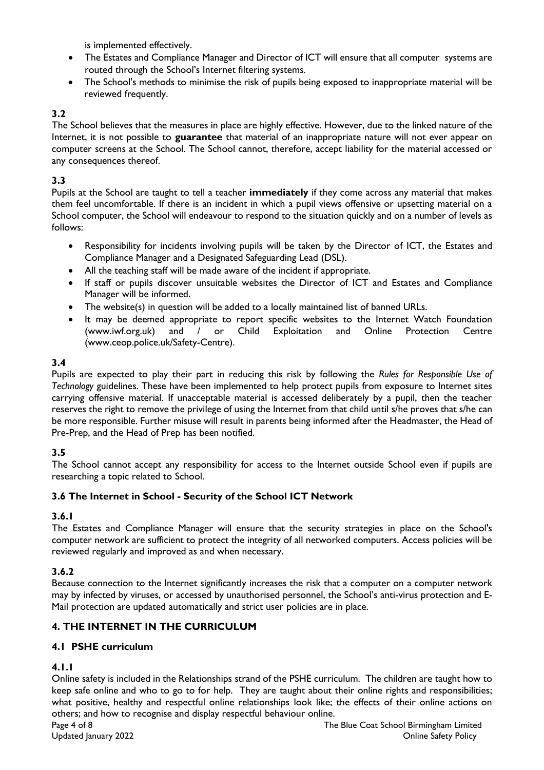is implemented effectively.

- The Estates and Compliance Manager and Director of ICT will ensure that all computer systems are routed through the School's Internet filtering systems.
- The School's methods to minimise the risk of pupils being exposed to inappropriate material will be reviewed frequently.

**3.2**

The School believes that the measures in place are highly effective. However, due to the linked nature of the Internet, it is not possible to **guarantee** that material of an inappropriate nature will not ever appear on computer screens at the School. The School cannot, therefore, accept liability for the material accessed or any consequences thereof.

**3.3**

Pupils at the School are taught to tell a teacher **immediately** if they come across any material that makes them feel uncomfortable. If there is an incident in which a pupil views offensive or upsetting material on a School computer, the School will endeavour to respond to the situation quickly and on a number of levels as follows:

- Responsibility for incidents involving pupils will be taken by the Director of ICT, the Estates and Compliance Manager and a Designated Safeguarding Lead (DSL).
- All the teaching staff will be made aware of the incident if appropriate.
- If staff or pupils discover unsuitable websites the Director of ICT and Estates and Compliance Manager will be informed.
- The website(s) in question will be added to a locally maintained list of banned URLs.
- It may be deemed appropriate to report specific websites to the Internet Watch Foundation (www.iwf.org.uk) and / or Child Exploitation and Online Protection Centre (www.ceop.police.uk/Safety-Centre).

**3.4**

Pupils are expected to play their part in reducing this risk by following the *Rules for Responsible Use of Technology* guidelines. These have been implemented to help protect pupils from exposure to Internet sites carrying offensive material. If unacceptable material is accessed deliberately by a pupil, then the teacher reserves the right to remove the privilege of using the Internet from that child until s/he proves that s/he can be more responsible. Further misuse will result in parents being informed after the Headmaster, the Head of Pre-Prep, and the Head of Prep has been notified.

**3.5**

The School cannot accept any responsibility for access to the Internet outside School even if pupils are researching a topic related to School.

### 3.6 The Internet in School - Security of the School ICT Network

**3.6.1**

The Estates and Compliance Manager will ensure that the security strategies in place on the School's computer network are sufficient to protect the integrity of all networked computers. Access policies will be reviewed regularly and improved as and when necessary.

**3.6.2**

Because connection to the Internet significantly increases the risk that a computer on a computer network may by infected by viruses, or accessed by unauthorised personnel, the School's anti-virus protection and E-Mail protection are updated automatically and strict user policies are in place.

## 4. THE INTERNET IN THE CURRICULUM

### 4.1 PSHE curriculum

**4.1.1**

Online safety is included in the Relationships strand of the PSHE curriculum. The children are taught how to keep safe online and who to go to for help. They are taught about their online rights and responsibilities; what positive, healthy and respectful online relationships look like; the effects of their online actions on others; and how to recognise and display respectful behaviour online.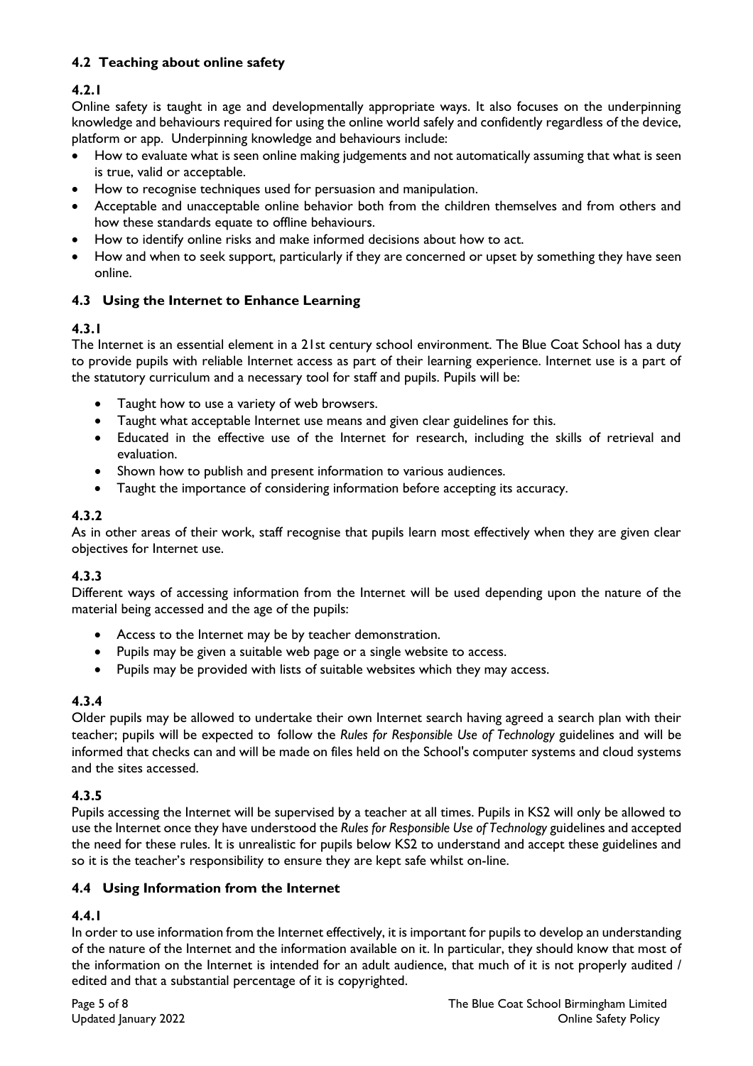### 4.2 Teaching about online safety

#### 4.2.1

Online safety is taught in age and developmentally appropriate ways. It also focuses on the underpinning knowledge and behaviours required for using the online world safely and confidently regardless of the device, platform or app. Underpinning knowledge and behaviours include:

- How to evaluate what is seen online making judgements and not automatically assuming that what is seen is true, valid or acceptable.
- How to recognise techniques used for persuasion and manipulation.
- Acceptable and unacceptable online behavior both from the children themselves and from others and how these standards equate to offline behaviours.
- How to identify online risks and make informed decisions about how to act.
- How and when to seek support, particularly if they are concerned or upset by something they have seen online.

### 4.3 Using the Internet to Enhance Learning

#### 4.3.1

The Internet is an essential element in a 21st century school environment. The Blue Coat School has a duty to provide pupils with reliable Internet access as part of their learning experience. Internet use is a part of the statutory curriculum and a necessary tool for staff and pupils. Pupils will be:

- Taught how to use a variety of web browsers.
- Taught what acceptable Internet use means and given clear guidelines for this.
- Educated in the effective use of the Internet for research, including the skills of retrieval and evaluation.
- Shown how to publish and present information to various audiences.
- Taught the importance of considering information before accepting its accuracy.

#### 4.3.2

As in other areas of their work, staff recognise that pupils learn most effectively when they are given clear objectives for Internet use.

#### 4.3.3

Different ways of accessing information from the Internet will be used depending upon the nature of the material being accessed and the age of the pupils:

- Access to the Internet may be by teacher demonstration.
- Pupils may be given a suitable web page or a single website to access.
- Pupils may be provided with lists of suitable websites which they may access.

#### 4.3.4

Older pupils may be allowed to undertake their own Internet search having agreed a search plan with their teacher; pupils will be expected to follow the *Rules for Responsible Use of Technology* guidelines and will be informed that checks can and will be made on files held on the School's computer systems and cloud systems and the sites accessed.

#### 4.3.5

Pupils accessing the Internet will be supervised by a teacher at all times. Pupils in KS2 will only be allowed to use the Internet once they have understood the *Rules for Responsible Use of Technology* guidelines and accepted the need for these rules. It is unrealistic for pupils below KS2 to understand and accept these guidelines and so it is the teacher's responsibility to ensure they are kept safe whilst on-line.

### 4.4 Using Information from the Internet

#### 4.4.1

In order to use information from the Internet effectively, it is important for pupils to develop an understanding of the nature of the Internet and the information available on it. In particular, they should know that most of the information on the Internet is intended for an adult audience, that much of it is not properly audited / edited and that a substantial percentage of it is copyrighted.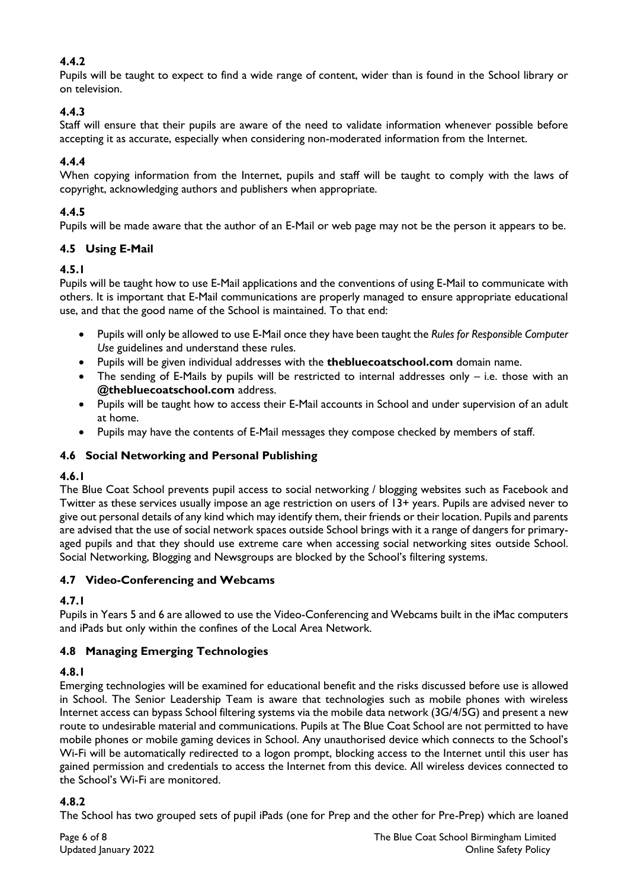#### 4.4.2

Pupils will be taught to expect to find a wide range of content, wider than is found in the School library or on television.

#### 4.4.3

Staff will ensure that their pupils are aware of the need to validate information whenever possible before accepting it as accurate, especially when considering non-moderated information from the Internet.

#### 4.4.4

When copying information from the Internet, pupils and staff will be taught to comply with the laws of copyright, acknowledging authors and publishers when appropriate.

#### 4.4.5

Pupils will be made aware that the author of an E-Mail or web page may not be the person it appears to be.

### 4.5 Using E-Mail

#### 4.5.1

Pupils will be taught how to use E-Mail applications and the conventions of using E-Mail to communicate with others. It is important that E-Mail communications are properly managed to ensure appropriate educational use, and that the good name of the School is maintained. To that end:

- Pupils will only be allowed to use E-Mail once they have been taught the *Rules for Responsible Computer Use* guidelines and understand these rules.
- Pupils will be given individual addresses with the **thebluecoatschool.com** domain name.
- The sending of E-Mails by pupils will be restricted to internal addresses only – i.e. those with an **@thebluecoatschool.com** address.
- Pupils will be taught how to access their E-Mail accounts in School and under supervision of an adult at home.
- Pupils may have the contents of E-Mail messages they compose checked by members of staff.

### 4.6 Social Networking and Personal Publishing

#### 4.6.1

The Blue Coat School prevents pupil access to social networking / blogging websites such as Facebook and Twitter as these services usually impose an age restriction on users of 13+ years. Pupils are advised never to give out personal details of any kind which may identify them, their friends or their location. Pupils and parents are advised that the use of social network spaces outside School brings with it a range of dangers for primary-aged pupils and that they should use extreme care when accessing social networking sites outside School. Social Networking, Blogging and Newsgroups are blocked by the School's filtering systems.

### 4.7 Video-Conferencing and Webcams

#### 4.7.1

Pupils in Years 5 and 6 are allowed to use the Video-Conferencing and Webcams built in the iMac computers and iPads but only within the confines of the Local Area Network.

### 4.8 Managing Emerging Technologies

#### 4.8.1

Emerging technologies will be examined for educational benefit and the risks discussed before use is allowed in School. The Senior Leadership Team is aware that technologies such as mobile phones with wireless Internet access can bypass School filtering systems via the mobile data network (3G/4/5G) and present a new route to undesirable material and communications. Pupils at The Blue Coat School are not permitted to have mobile phones or mobile gaming devices in School. Any unauthorised device which connects to the School's Wi-Fi will be automatically redirected to a logon prompt, blocking access to the Internet until this user has gained permission and credentials to access the Internet from this device. All wireless devices connected to the School's Wi-Fi are monitored.

#### 4.8.2

The School has two grouped sets of pupil iPads (one for Prep and the other for Pre-Prep) which are loaned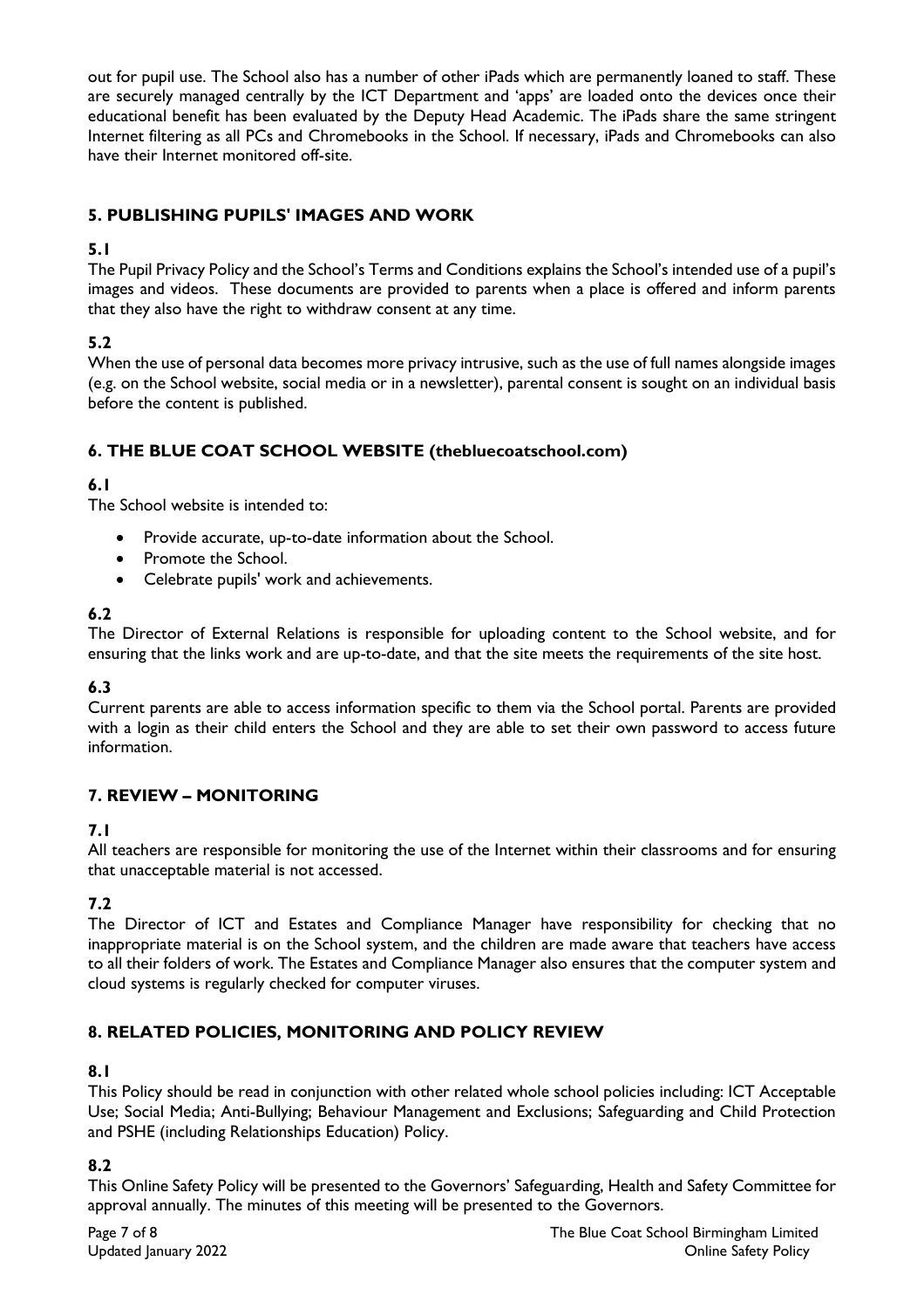out for pupil use. The School also has a number of other iPads which are permanently loaned to staff. These are securely managed centrally by the ICT Department and 'apps' are loaded onto the devices once their educational benefit has been evaluated by the Deputy Head Academic. The iPads share the same stringent Internet filtering as all PCs and Chromebooks in the School. If necessary, iPads and Chromebooks can also have their Internet monitored off-site.

## 5. PUBLISHING PUPILS' IMAGES AND WORK

### 5.1

The Pupil Privacy Policy and the School's Terms and Conditions explains the School's intended use of a pupil's images and videos. These documents are provided to parents when a place is offered and inform parents that they also have the right to withdraw consent at any time.

### 5.2

When the use of personal data becomes more privacy intrusive, such as the use of full names alongside images (e.g. on the School website, social media or in a newsletter), parental consent is sought on an individual basis before the content is published.

## 6. THE BLUE COAT SCHOOL WEBSITE (thebluecoatschool.com)

### 6.1

The School website is intended to:

- Provide accurate, up-to-date information about the School.
- Promote the School.
- Celebrate pupils' work and achievements.

### 6.2

The Director of External Relations is responsible for uploading content to the School website, and for ensuring that the links work and are up-to-date, and that the site meets the requirements of the site host.

### 6.3

Current parents are able to access information specific to them via the School portal. Parents are provided with a login as their child enters the School and they are able to set their own password to access future information.

## 7. REVIEW – MONITORING

### 7.1

All teachers are responsible for monitoring the use of the Internet within their classrooms and for ensuring that unacceptable material is not accessed.

### 7.2

The Director of ICT and Estates and Compliance Manager have responsibility for checking that no inappropriate material is on the School system, and the children are made aware that teachers have access to all their folders of work. The Estates and Compliance Manager also ensures that the computer system and cloud systems is regularly checked for computer viruses.

## 8. RELATED POLICIES, MONITORING AND POLICY REVIEW

### 8.1

This Policy should be read in conjunction with other related whole school policies including: ICT Acceptable Use; Social Media; Anti-Bullying; Behaviour Management and Exclusions; Safeguarding and Child Protection and PSHE (including Relationships Education) Policy.

### 8.2

This Online Safety Policy will be presented to the Governors' Safeguarding, Health and Safety Committee for approval annually. The minutes of this meeting will be presented to the Governors.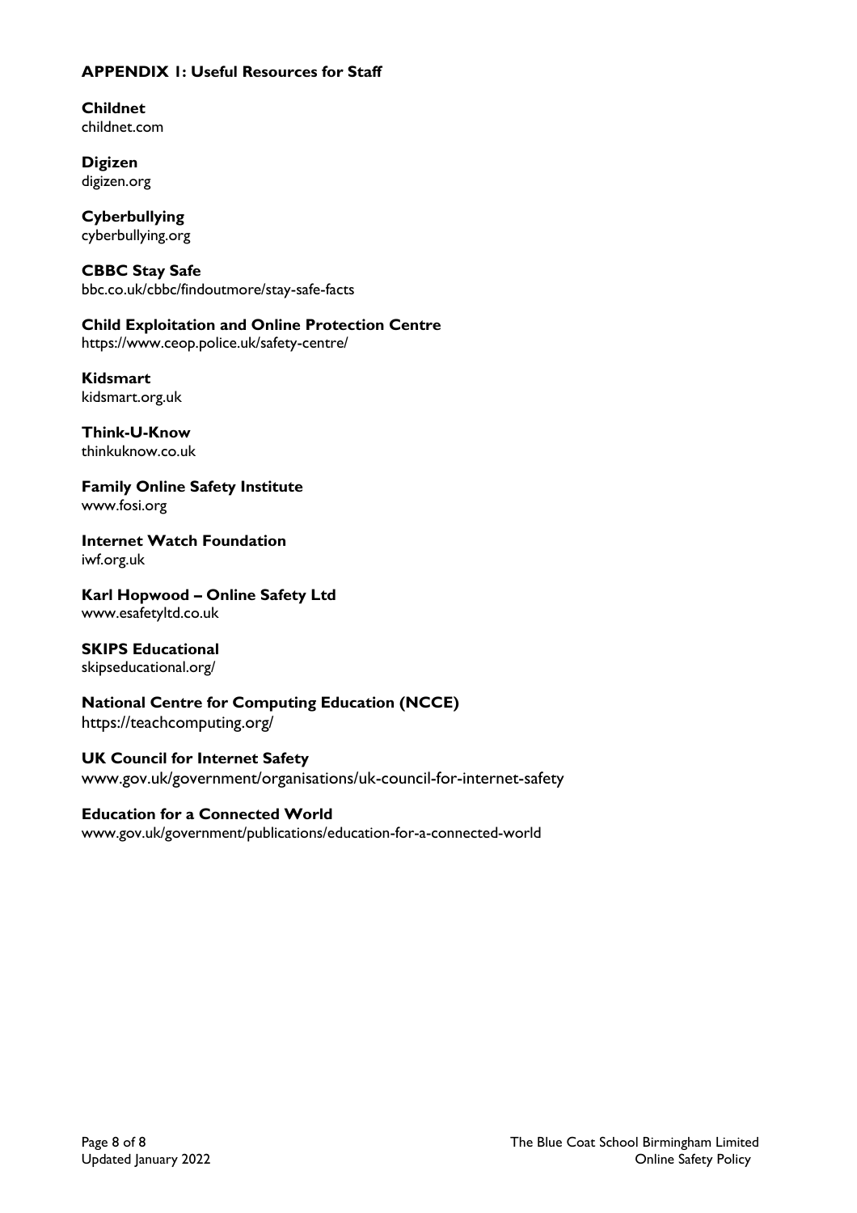## APPENDIX 1: Useful Resources for Staff

**Childnet**
childnet.com

**Digizen**
digizen.org

**Cyberbullying**
cyberbullying.org

**CBBC Stay Safe**
bbc.co.uk/cbbc/findoutmore/stay-safe-facts

**Child Exploitation and Online Protection Centre**
https://www.ceop.police.uk/safety-centre/

**Kidsmart**
kidsmart.org.uk

**Think-U-Know**
thinkuknow.co.uk

**Family Online Safety Institute**
www.fosi.org

**Internet Watch Foundation**
iwf.org.uk

**Karl Hopwood – Online Safety Ltd**
www.esafetyltd.co.uk

**SKIPS Educational**
skipseducational.org/

**National Centre for Computing Education (NCCE)**
https://teachcomputing.org/

**UK Council for Internet Safety**
www.gov.uk/government/organisations/uk-council-for-internet-safety

**Education for a Connected World**
www.gov.uk/government/publications/education-for-a-connected-world